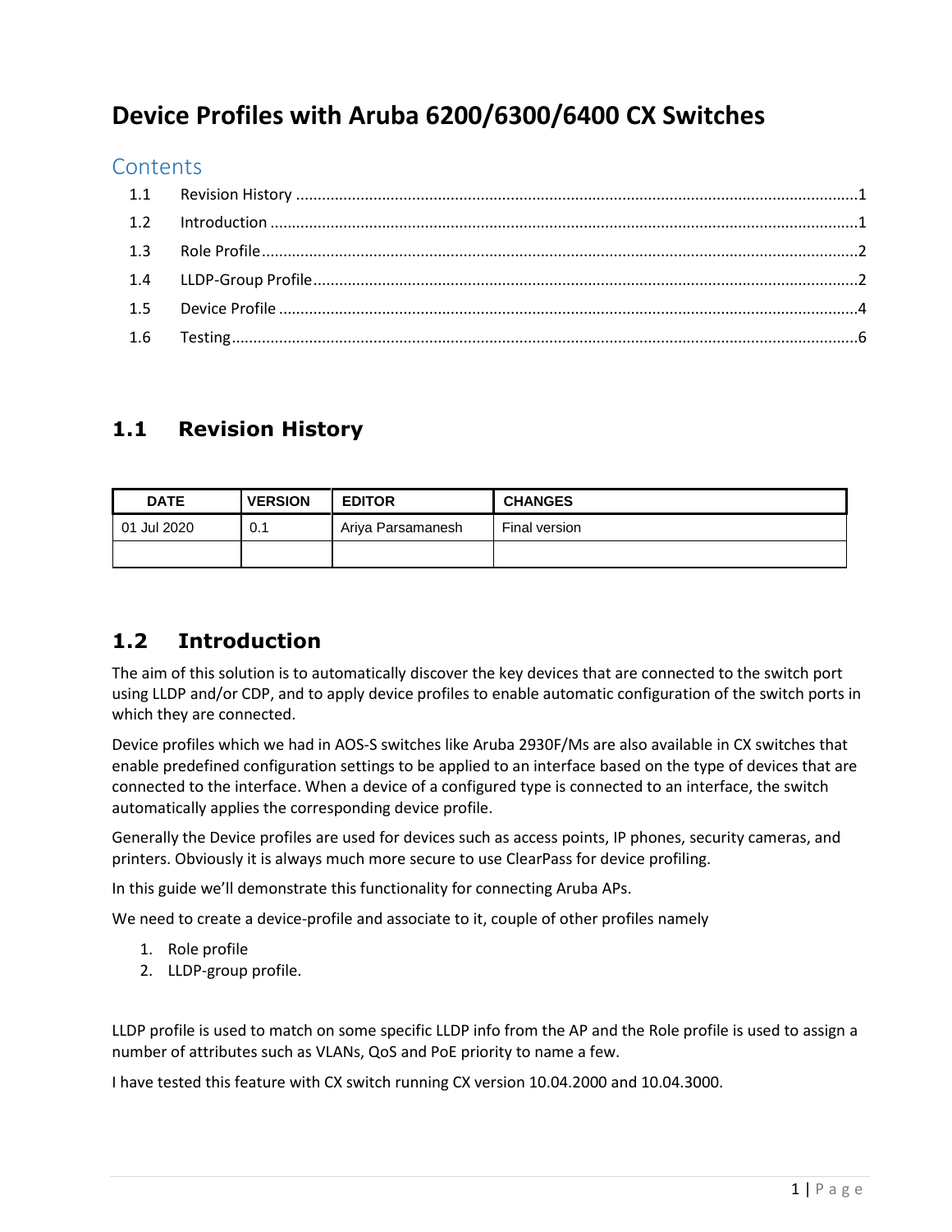# Device Profiles with Aruba 6200/6300/6400 CX Switches

## Contents

1.1 Revision History ....................................................................................................................................1

1.2 Introduction ..........................................................................................................................................1

1.3 Role Profile ............................................................................................................................................2

1.4 LLDP-Group Profile................................................................................................................................2

1.5 Device Profile ........................................................................................................................................4

1.6 Testing...................................................................................................................................................6

## 1.1 Revision History

| DATE | VERSION | EDITOR | CHANGES |
|---|---|---|---|
| 01 Jul 2020 | 0.1 | Ariya Parsamanesh | Final version |
| | | | |

## 1.2 Introduction

The aim of this solution is to automatically discover the key devices that are connected to the switch port using LLDP and/or CDP, and to apply device profiles to enable automatic configuration of the switch ports in which they are connected.

Device profiles which we had in AOS-S switches like Aruba 2930F/Ms are also available in CX switches that enable predefined configuration settings to be applied to an interface based on the type of devices that are connected to the interface. When a device of a configured type is connected to an interface, the switch automatically applies the corresponding device profile.

Generally the Device profiles are used for devices such as access points, IP phones, security cameras, and printers. Obviously it is always much more secure to use ClearPass for device profiling.

In this guide we'll demonstrate this functionality for connecting Aruba APs.

We need to create a device-profile and associate to it, couple of other profiles namely

1. Role profile
2. LLDP-group profile.

LLDP profile is used to match on some specific LLDP info from the AP and the Role profile is used to assign a number of attributes such as VLANs, QoS and PoE priority to name a few.

I have tested this feature with CX switch running CX version 10.04.2000 and 10.04.3000.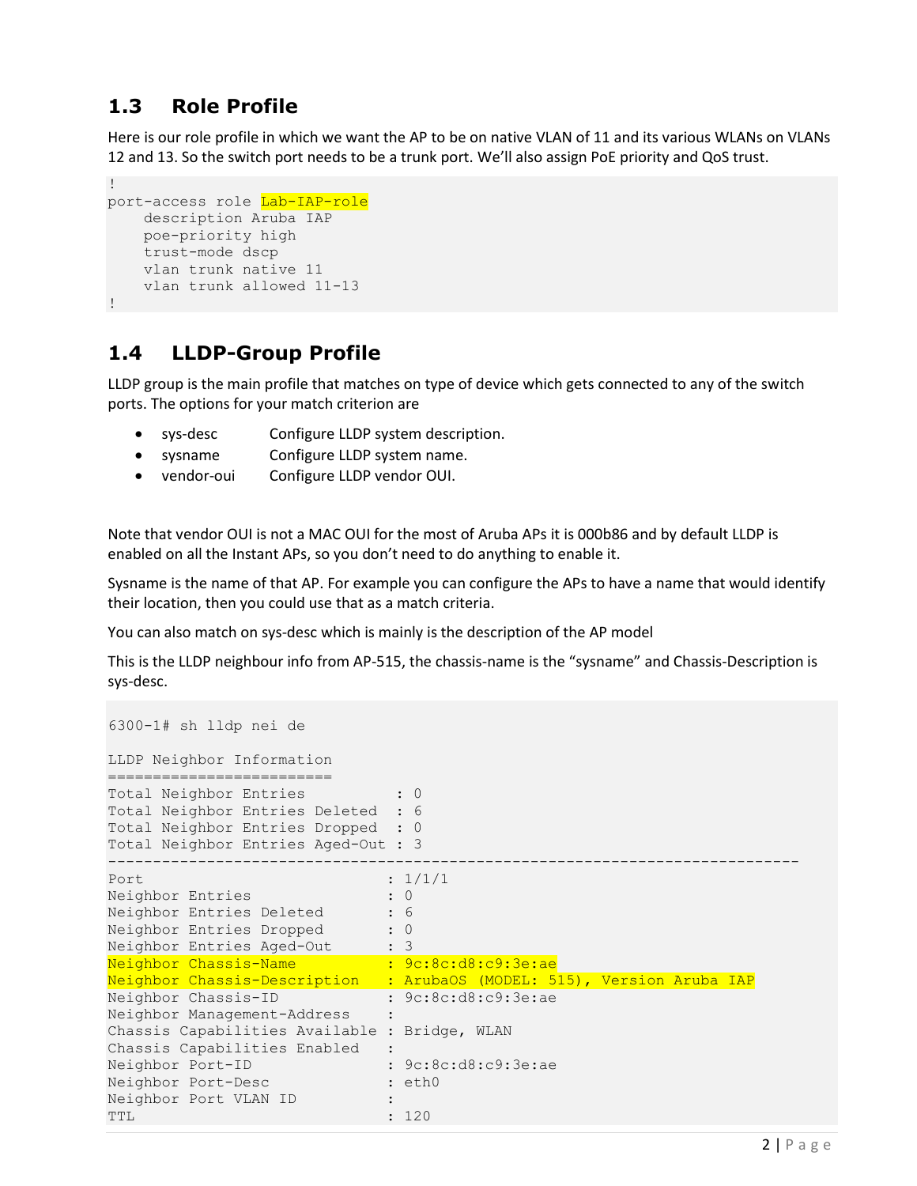## 1.3 Role Profile

Here is our role profile in which we want the AP to be on native VLAN of 11 and its various WLANs on VLANs 12 and 13. So the switch port needs to be a trunk port. We'll also assign PoE priority and QoS trust.

```
!
port-access role Lab-IAP-role
    description Aruba IAP
    poe-priority high
    trust-mode dscp
    vlan trunk native 11
    vlan trunk allowed 11-13
!
```

## 1.4 LLDP-Group Profile

LLDP group is the main profile that matches on type of device which gets connected to any of the switch ports. The options for your match criterion are

- sys-desc       Configure LLDP system description.
- sysname        Configure LLDP system name.
- vendor-oui     Configure LLDP vendor OUI.

Note that vendor OUI is not a MAC OUI for the most of Aruba APs it is 000b86 and by default LLDP is enabled on all the Instant APs, so you don't need to do anything to enable it.

Sysname is the name of that AP. For example you can configure the APs to have a name that would identify their location, then you could use that as a match criteria.

You can also match on sys-desc which is mainly is the description of the AP model

This is the LLDP neighbour info from AP-515, the chassis-name is the "sysname" and Chassis-Description is sys-desc.

```
6300-1# sh lldp nei de

LLDP Neighbor Information
=========================
Total Neighbor Entries          : 0
Total Neighbor Entries Deleted  : 6
Total Neighbor Entries Dropped  : 0
Total Neighbor Entries Aged-Out : 3
--------------------------------------------------------------------------------
Port                           : 1/1/1
Neighbor Entries               : 0
Neighbor Entries Deleted       : 6
Neighbor Entries Dropped       : 0
Neighbor Entries Aged-Out      : 3
Neighbor Chassis-Name          : 9c:8c:d8:c9:3e:ae
Neighbor Chassis-Description   : ArubaOS (MODEL: 515), Version Aruba IAP
Neighbor Chassis-ID            : 9c:8c:d8:c9:3e:ae
Neighbor Management-Address    :
Chassis Capabilities Available : Bridge, WLAN
Chassis Capabilities Enabled   :
Neighbor Port-ID               : 9c:8c:d8:c9:3e:ae
Neighbor Port-Desc             : eth0
Neighbor Port VLAN ID          :
TTL                            : 120
```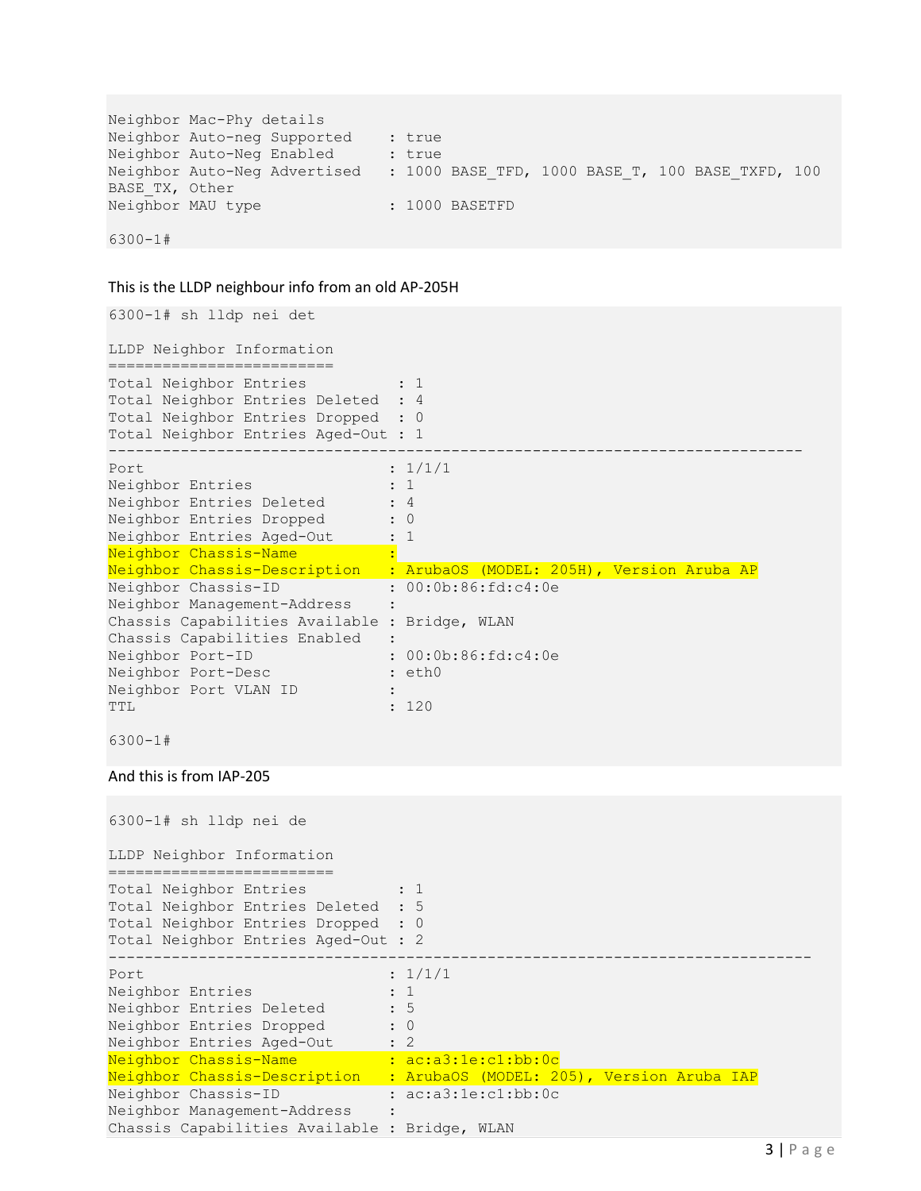```
Neighbor Mac-Phy details
Neighbor Auto-neg Supported    : true
Neighbor Auto-Neg Enabled      : true
Neighbor Auto-Neg Advertised   : 1000 BASE_TFD, 1000 BASE_T, 100 BASE_TXFD, 100
BASE_TX, Other
Neighbor MAU type              : 1000 BASETFD

6300-1#
```

This is the LLDP neighbour info from an old AP-205H

```
6300-1# sh lldp nei det

LLDP Neighbor Information
=========================
Total Neighbor Entries          : 1
Total Neighbor Entries Deleted  : 4
Total Neighbor Entries Dropped  : 0
Total Neighbor Entries Aged-Out : 1
------------------------------------------------------------------------------
Port                           : 1/1/1
Neighbor Entries               : 1
Neighbor Entries Deleted       : 4
Neighbor Entries Dropped       : 0
Neighbor Entries Aged-Out      : 1
Neighbor Chassis-Name          :
Neighbor Chassis-Description   : ArubaOS (MODEL: 205H), Version Aruba AP
Neighbor Chassis-ID            : 00:0b:86:fd:c4:0e
Neighbor Management-Address    :
Chassis Capabilities Available : Bridge, WLAN
Chassis Capabilities Enabled   :
Neighbor Port-ID               : 00:0b:86:fd:c4:0e
Neighbor Port-Desc             : eth0
Neighbor Port VLAN ID          :
TTL                            : 120

6300-1#
```

And this is from IAP-205

```
6300-1# sh lldp nei de

LLDP Neighbor Information
=========================
Total Neighbor Entries          : 1
Total Neighbor Entries Deleted  : 5
Total Neighbor Entries Dropped  : 0
Total Neighbor Entries Aged-Out : 2
------------------------------------------------------------------------------
Port                           : 1/1/1
Neighbor Entries               : 1
Neighbor Entries Deleted       : 5
Neighbor Entries Dropped       : 0
Neighbor Entries Aged-Out      : 2
Neighbor Chassis-Name          : ac:a3:1e:c1:bb:0c
Neighbor Chassis-Description   : ArubaOS (MODEL: 205), Version Aruba IAP
Neighbor Chassis-ID            : ac:a3:1e:c1:bb:0c
Neighbor Management-Address    :
Chassis Capabilities Available : Bridge, WLAN
```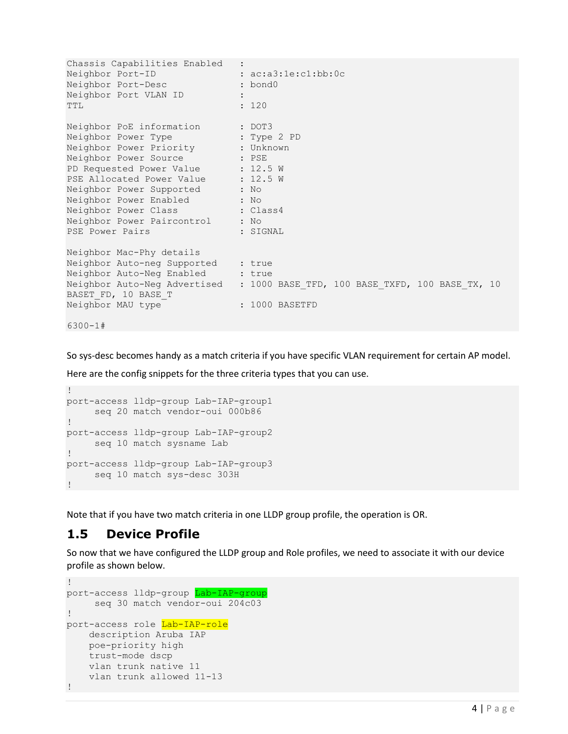```
Chassis Capabilities Enabled   :
Neighbor Port-ID               : ac:a3:1e:c1:bb:0c
Neighbor Port-Desc             : bond0
Neighbor Port VLAN ID          :
TTL                            : 120

Neighbor PoE information       : DOT3
Neighbor Power Type            : Type 2 PD
Neighbor Power Priority        : Unknown
Neighbor Power Source          : PSE
PD Requested Power Value       : 12.5 W
PSE Allocated Power Value      : 12.5 W
Neighbor Power Supported       : No
Neighbor Power Enabled         : No
Neighbor Power Class           : Class4
Neighbor Power Paircontrol     : No
PSE Power Pairs                : SIGNAL

Neighbor Mac-Phy details
Neighbor Auto-neg Supported    : true
Neighbor Auto-Neg Enabled      : true
Neighbor Auto-Neg Advertised   : 1000 BASE_TFD, 100 BASE_TXFD, 100 BASE_TX, 10
BASET_FD, 10 BASE_T
Neighbor MAU type              : 1000 BASETFD

6300-1#
```

So sys-desc becomes handy as a match criteria if you have specific VLAN requirement for certain AP model.

Here are the config snippets for the three criteria types that you can use.

```
!
port-access lldp-group Lab-IAP-group1
     seq 20 match vendor-oui 000b86
!
port-access lldp-group Lab-IAP-group2
     seq 10 match sysname Lab
!
port-access lldp-group Lab-IAP-group3
     seq 10 match sys-desc 303H
!
```

Note that if you have two match criteria in one LLDP group profile, the operation is OR.

## 1.5 Device Profile

So now that we have configured the LLDP group and Role profiles, we need to associate it with our device profile as shown below.

```
!
port-access lldp-group Lab-IAP-group
     seq 30 match vendor-oui 204c03
!
port-access role Lab-IAP-role
    description Aruba IAP
    poe-priority high
    trust-mode dscp
    vlan trunk native 11
    vlan trunk allowed 11-13
!
```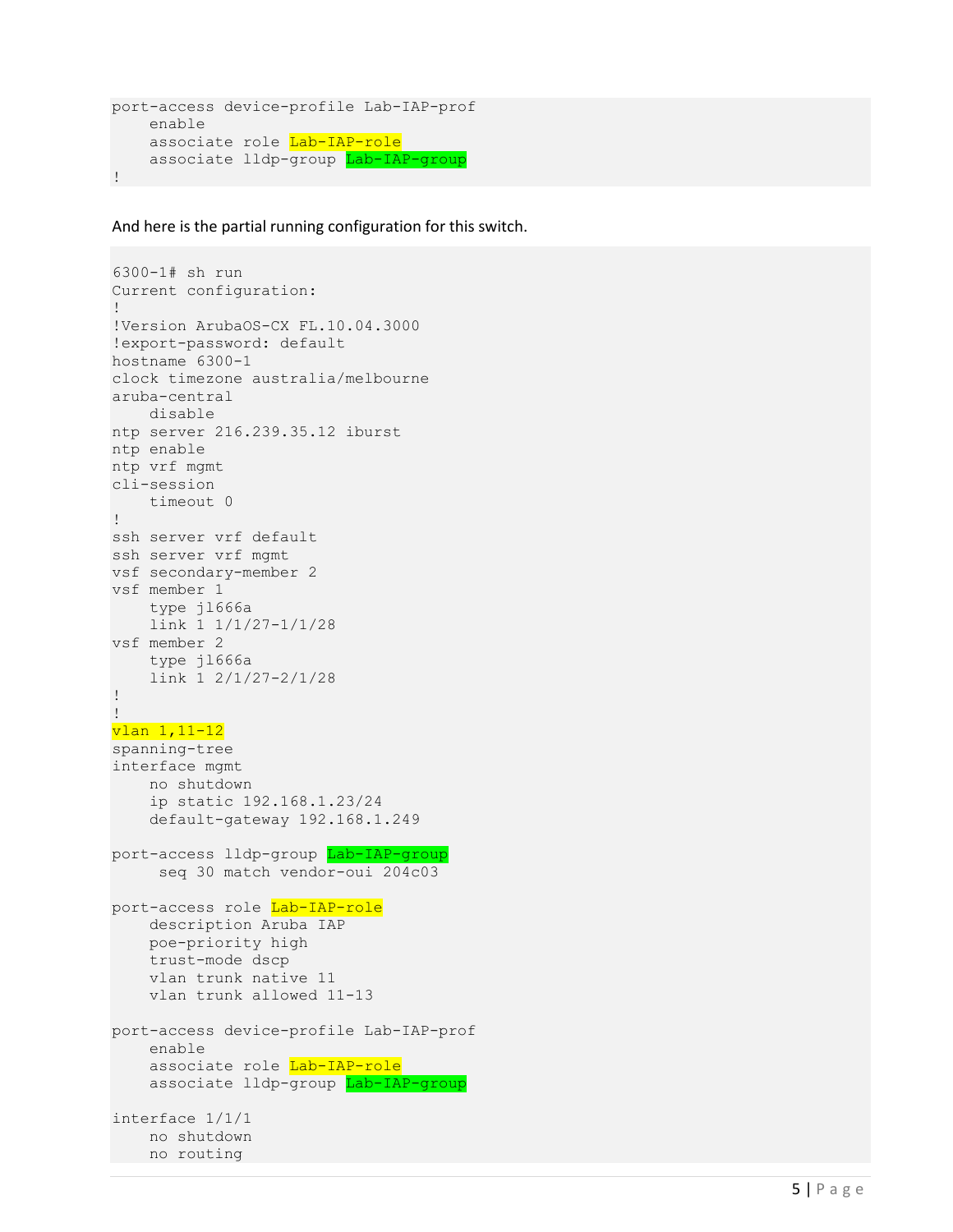```
port-access device-profile Lab-IAP-prof
    enable
    associate role Lab-IAP-role
    associate lldp-group Lab-IAP-group
!
```

And here is the partial running configuration for this switch.

```
6300-1# sh run
Current configuration:
!
!Version ArubaOS-CX FL.10.04.3000
!export-password: default
hostname 6300-1
clock timezone australia/melbourne
aruba-central
    disable
ntp server 216.239.35.12 iburst
ntp enable
ntp vrf mgmt
cli-session
    timeout 0
!
ssh server vrf default
ssh server vrf mgmt
vsf secondary-member 2
vsf member 1
    type jl666a
    link 1 1/1/27-1/1/28
vsf member 2
    type jl666a
    link 1 2/1/27-2/1/28
!
!
vlan 1,11-12
spanning-tree
interface mgmt
    no shutdown
    ip static 192.168.1.23/24
    default-gateway 192.168.1.249

port-access lldp-group Lab-IAP-group
     seq 30 match vendor-oui 204c03

port-access role Lab-IAP-role
    description Aruba IAP
    poe-priority high
    trust-mode dscp
    vlan trunk native 11
    vlan trunk allowed 11-13

port-access device-profile Lab-IAP-prof
    enable
    associate role Lab-IAP-role
    associate lldp-group Lab-IAP-group

interface 1/1/1
    no shutdown
    no routing
```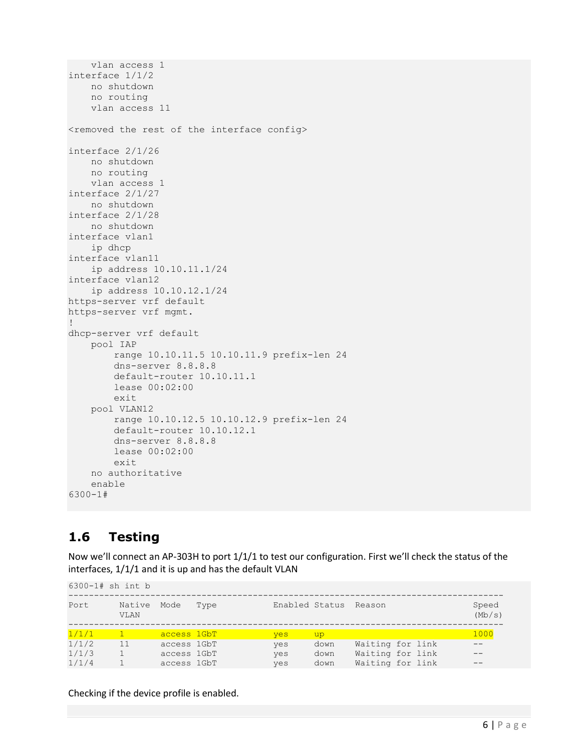```
    vlan access 1
interface 1/1/2
    no shutdown
    no routing
    vlan access 11

<removed the rest of the interface config>

interface 2/1/26
    no shutdown
    no routing
    vlan access 1
interface 2/1/27
    no shutdown
interface 2/1/28
    no shutdown
interface vlan1
    ip dhcp
interface vlan11
    ip address 10.10.11.1/24
interface vlan12
    ip address 10.10.12.1/24
https-server vrf default
https-server vrf mgmt.
!
dhcp-server vrf default
    pool IAP
        range 10.10.11.5 10.10.11.9 prefix-len 24
        dns-server 8.8.8.8
        default-router 10.10.11.1
        lease 00:02:00
        exit
    pool VLAN12
        range 10.10.12.5 10.10.12.9 prefix-len 24
        default-router 10.10.12.1
        dns-server 8.8.8.8
        lease 00:02:00
        exit
    no authoritative
    enable
6300-1#
```

## 1.6 Testing

Now we'll connect an AP-303H to port 1/1/1 to test our configuration. First we'll check the status of the interfaces, 1/1/1 and it is up and has the default VLAN

```
6300-1# sh int b
------------------------------------------------------------------------------------
Port      Native  Mode    Type           Enabled Status  Reason                Speed
          VLAN                                                                 (Mb/s)
------------------------------------------------------------------------------------
1/1/1     1       access 1GbT            yes     up                            1000
1/1/2     11      access 1GbT            yes     down    Waiting for link      --
1/1/3     1       access 1GbT            yes     down    Waiting for link      --
1/1/4     1       access 1GbT            yes     down    Waiting for link      --
```

Checking if the device profile is enabled.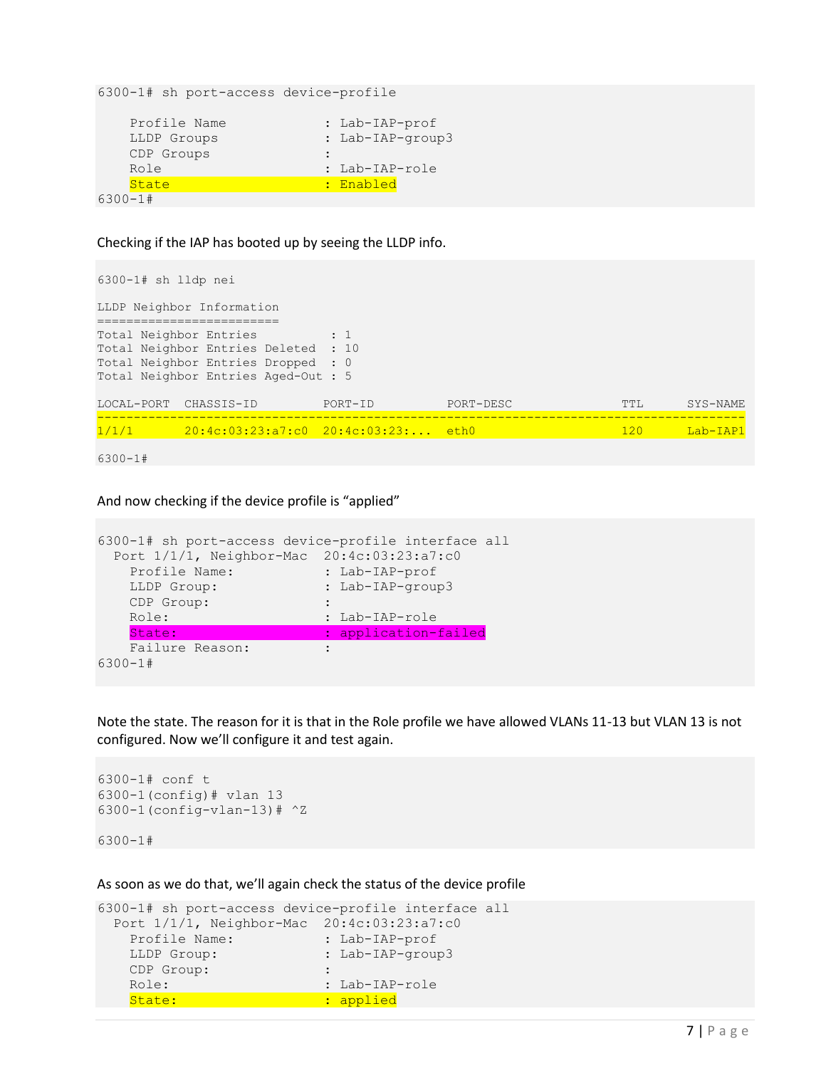```
6300-1# sh port-access device-profile

    Profile Name             : Lab-IAP-prof
    LLDP Groups              : Lab-IAP-group3
    CDP Groups               :
    Role                     : Lab-IAP-role
    State                    : Enabled
6300-1#
```

Checking if the IAP has booted up by seeing the LLDP info.

```
6300-1# sh lldp nei

LLDP Neighbor Information
=========================
Total Neighbor Entries          : 1
Total Neighbor Entries Deleted  : 10
Total Neighbor Entries Dropped  : 0
Total Neighbor Entries Aged-Out : 5

LOCAL-PORT  CHASSIS-ID         PORT-ID          PORT-DESC                TTL      SYS-NAME
------------------------------------------------------------------------------------------
1/1/1       20:4c:03:23:a7:c0  20:4c:03:23:...  eth0                     120      Lab-IAP1

6300-1#
```

And now checking if the device profile is "applied"

```
6300-1# sh port-access device-profile interface all
  Port 1/1/1, Neighbor-Mac  20:4c:03:23:a7:c0
    Profile Name:            : Lab-IAP-prof
    LLDP Group:              : Lab-IAP-group3
    CDP Group:               :
    Role:                    : Lab-IAP-role
    State:                   : application-failed
    Failure Reason:          :
6300-1#
```

Note the state. The reason for it is that in the Role profile we have allowed VLANs 11-13 but VLAN 13 is not configured. Now we'll configure it and test again.

```
6300-1# conf t
6300-1(config)# vlan 13
6300-1(config-vlan-13)# ^Z

6300-1#
```

As soon as we do that, we'll again check the status of the device profile

```
6300-1# sh port-access device-profile interface all
  Port 1/1/1, Neighbor-Mac  20:4c:03:23:a7:c0
    Profile Name:            : Lab-IAP-prof
    LLDP Group:              : Lab-IAP-group3
    CDP Group:               :
    Role:                    : Lab-IAP-role
    State:                   : applied
```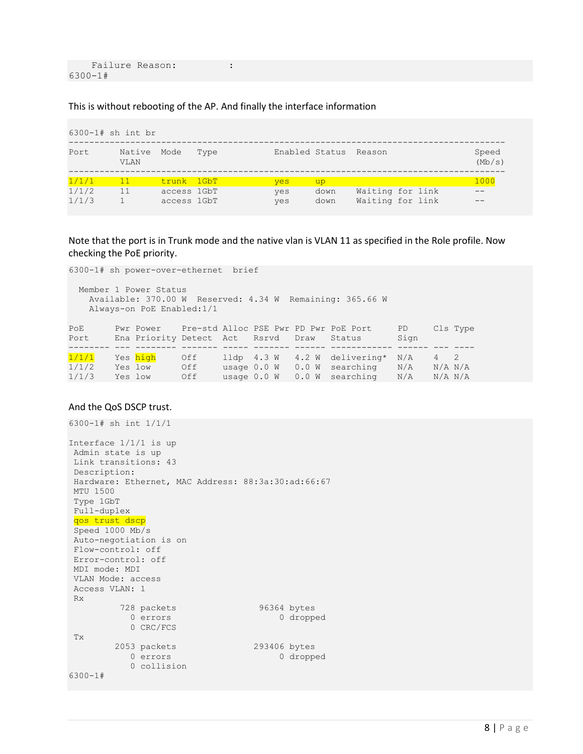```
    Failure Reason:         :
6300-1#
```

This is without rebooting of the AP. And finally the interface information

```
6300-1# sh int br
--------------------------------------------------------------------------------------
Port       Native  Mode   Type           Enabled Status  Reason                 Speed
           VLAN                                                                 (Mb/s)
--------------------------------------------------------------------------------------
1/1/1      11      trunk  1GbT           yes     up                             1000
1/1/2      11      access 1GbT           yes     down    Waiting for link       --
1/1/3      1       access 1GbT           yes     down    Waiting for link       --
```

Note that the port is in Trunk mode and the native vlan is VLAN 11 as specified in the Role profile. Now checking the PoE priority.

```
6300-1# sh power-over-ethernet  brief

  Member 1 Power Status
    Available: 370.00 W  Reserved: 4.34 W  Remaining: 365.66 W
    Always-on PoE Enabled:1/1

PoE      Pwr Power    Pre-std Alloc PSE Pwr PD Pwr PoE Port     PD     Cls Type
Port     Ena Priority Detect  Act   Rsrvd   Draw   Status       Sign
-------- --- -------- ------- ----- ------- ------ ------------ ------ --- ----
1/1/1    Yes high     Off     lldp  4.3 W   4.2 W  delivering*  N/A    4   2
1/1/2    Yes low      Off     usage 0.0 W   0.0 W  searching    N/A    N/A N/A
1/1/3    Yes low      Off     usage 0.0 W   0.0 W  searching    N/A    N/A N/A
```

And the QoS DSCP trust.

```
6300-1# sh int 1/1/1

Interface 1/1/1 is up
 Admin state is up
 Link transitions: 43
 Description:
 Hardware: Ethernet, MAC Address: 88:3a:30:ad:66:67
 MTU 1500
 Type 1GbT
 Full-duplex
 qos trust dscp
 Speed 1000 Mb/s
 Auto-negotiation is on
 Flow-control: off
 Error-control: off
 MDI mode: MDI
 VLAN Mode: access
 Access VLAN: 1
 Rx
         728 packets                96364 bytes
           0 errors                     0 dropped
           0 CRC/FCS
 Tx
        2053 packets               293406 bytes
           0 errors                     0 dropped
           0 collision
6300-1#
```